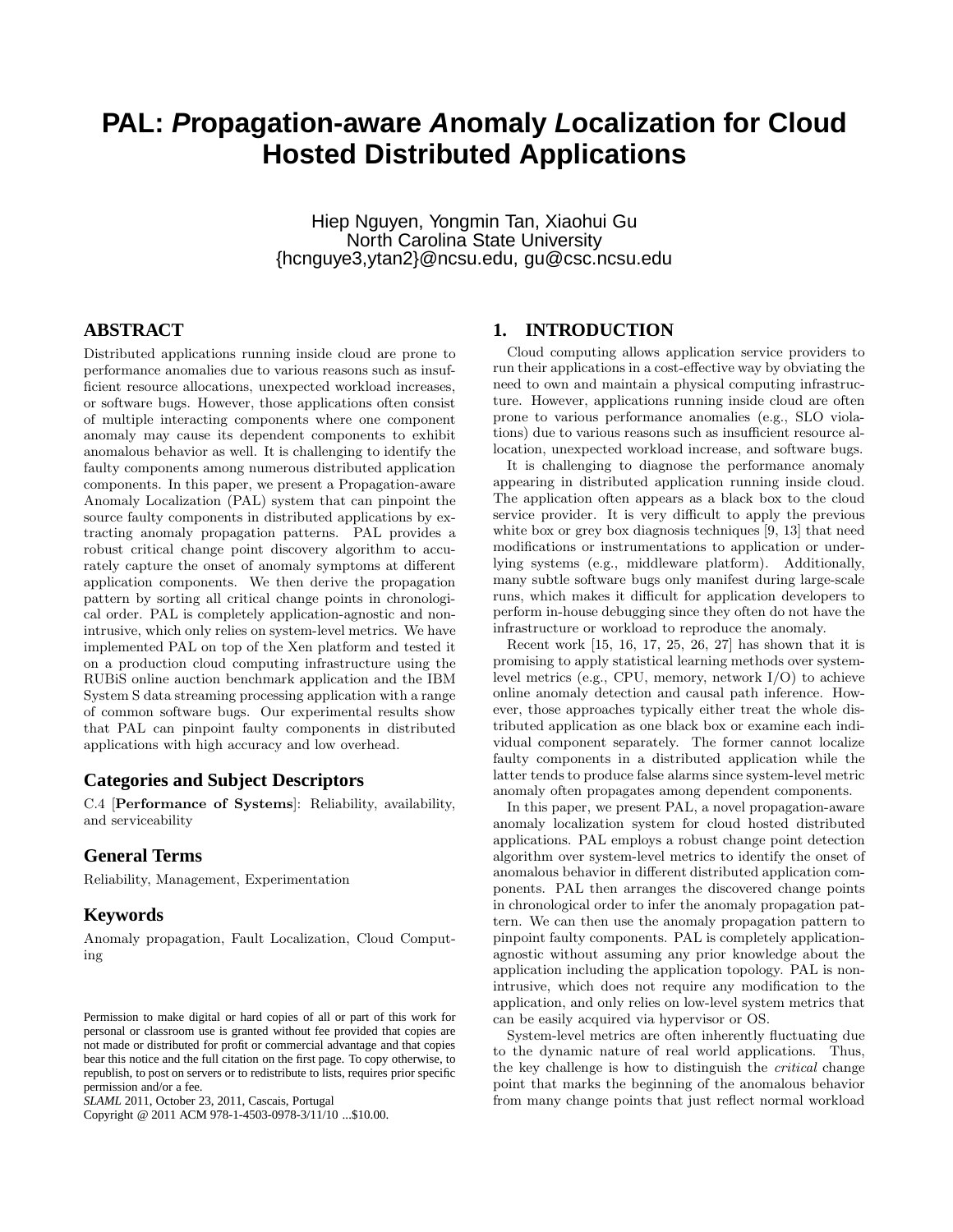# PAL: *P*ropagation-aware *A*nomaly *L*ocalization for Cloud Hosted Distributed Applications

Hiep Nguyen, Yongmin Tan, Xiaohui Gu
North Carolina State University
{hcnguye3,ytan2}@ncsu.edu, gu@csc.ncsu.edu

## ABSTRACT

Distributed applications running inside cloud are prone to performance anomalies due to various reasons such as insufficient resource allocations, unexpected workload increases, or software bugs. However, those applications often consist of multiple interacting components where one component anomaly may cause its dependent components to exhibit anomalous behavior as well. It is challenging to identify the faulty components among numerous distributed application components. In this paper, we present a Propagation-aware Anomaly Localization (PAL) system that can pinpoint the source faulty components in distributed applications by extracting anomaly propagation patterns. PAL provides a robust critical change point discovery algorithm to accurately capture the onset of anomaly symptoms at different application components. We then derive the propagation pattern by sorting all critical change points in chronological order. PAL is completely application-agnostic and non-intrusive, which only relies on system-level metrics. We have implemented PAL on top of the Xen platform and tested it on a production cloud computing infrastructure using the RUBiS online auction benchmark application and the IBM System S data streaming processing application with a range of common software bugs. Our experimental results show that PAL can pinpoint faulty components in distributed applications with high accuracy and low overhead.

### Categories and Subject Descriptors

C.4 [**Performance of Systems**]: Reliability, availability, and serviceability

### General Terms

Reliability, Management, Experimentation

### Keywords

Anomaly propagation, Fault Localization, Cloud Computing

Permission to make digital or hard copies of all or part of this work for personal or classroom use is granted without fee provided that copies are not made or distributed for profit or commercial advantage and that copies bear this notice and the full citation on the first page. To copy otherwise, to republish, to post on servers or to redistribute to lists, requires prior specific permission and/or a fee.
*SLAML* 2011, October 23, 2011, Cascais, Portugal
Copyright @ 2011 ACM 978-1-4503-0978-3/11/10 ...$10.00.

## 1. INTRODUCTION

Cloud computing allows application service providers to run their applications in a cost-effective way by obviating the need to own and maintain a physical computing infrastructure. However, applications running inside cloud are often prone to various performance anomalies (e.g., SLO violations) due to various reasons such as insufficient resource allocation, unexpected workload increase, and software bugs.

It is challenging to diagnose the performance anomaly appearing in distributed application running inside cloud. The application often appears as a black box to the cloud service provider. It is very difficult to apply the previous white box or grey box diagnosis techniques [9, 13] that need modifications or instrumentations to application or underlying systems (e.g., middleware platform). Additionally, many subtle software bugs only manifest during large-scale runs, which makes it difficult for application developers to perform in-house debugging since they often do not have the infrastructure or workload to reproduce the anomaly.

Recent work [15, 16, 17, 25, 26, 27] has shown that it is promising to apply statistical learning methods over system-level metrics (e.g., CPU, memory, network I/O) to achieve online anomaly detection and causal path inference. However, those approaches typically either treat the whole distributed application as one black box or examine each individual component separately. The former cannot localize faulty components in a distributed application while the latter tends to produce false alarms since system-level metric anomaly often propagates among dependent components.

In this paper, we present PAL, a novel propagation-aware anomaly localization system for cloud hosted distributed applications. PAL employs a robust change point detection algorithm over system-level metrics to identify the onset of anomalous behavior in different distributed application components. PAL then arranges the discovered change points in chronological order to infer the anomaly propagation pattern. We can then use the anomaly propagation pattern to pinpoint faulty components. PAL is completely application-agnostic without assuming any prior knowledge about the application including the application topology. PAL is non-intrusive, which does not require any modification to the application, and only relies on low-level system metrics that can be easily acquired via hypervisor or OS.

System-level metrics are often inherently fluctuating due to the dynamic nature of real world applications. Thus, the key challenge is how to distinguish the *critical* change point that marks the beginning of the anomalous behavior from many change points that just reflect normal workload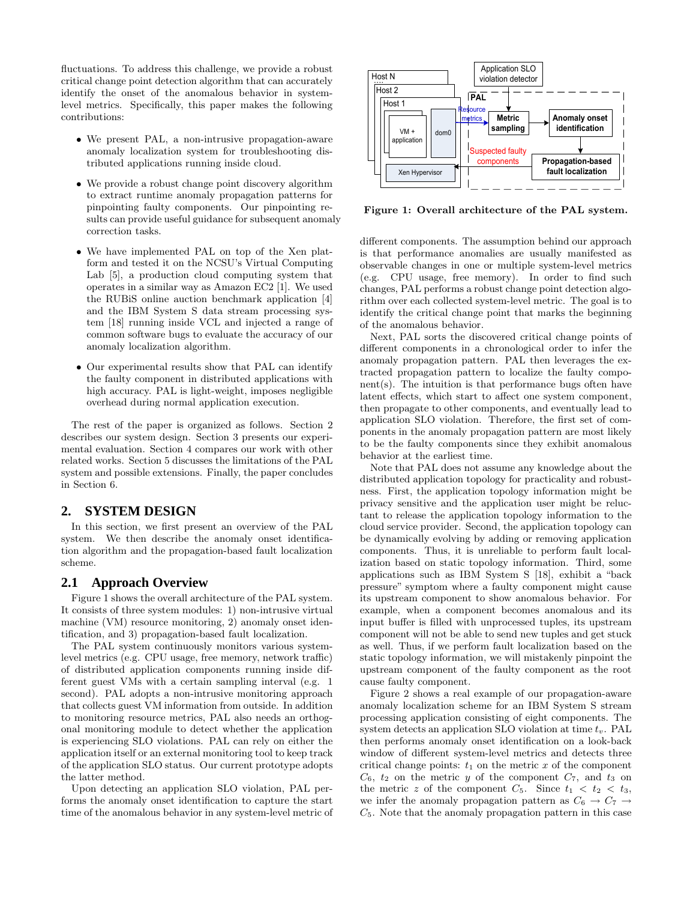fluctuations. To address this challenge, we provide a robust critical change point detection algorithm that can accurately identify the onset of the anomalous behavior in system-level metrics. Specifically, this paper makes the following contributions:

- We present PAL, a non-intrusive propagation-aware anomaly localization system for troubleshooting distributed applications running inside cloud.
- We provide a robust change point discovery algorithm to extract runtime anomaly propagation patterns for pinpointing faulty components. Our pinpointing results can provide useful guidance for subsequent anomaly correction tasks.
- We have implemented PAL on top of the Xen platform and tested it on the NCSU's Virtual Computing Lab [5], a production cloud computing system that operates in a similar way as Amazon EC2 [1]. We used the RUBiS online auction benchmark application [4] and the IBM System S data stream processing system [18] running inside VCL and injected a range of common software bugs to evaluate the accuracy of our anomaly localization algorithm.
- Our experimental results show that PAL can identify the faulty component in distributed applications with high accuracy. PAL is light-weight, imposes negligible overhead during normal application execution.

The rest of the paper is organized as follows. Section 2 describes our system design. Section 3 presents our experimental evaluation. Section 4 compares our work with other related works. Section 5 discusses the limitations of the PAL system and possible extensions. Finally, the paper concludes in Section 6.

## 2. SYSTEM DESIGN

In this section, we first present an overview of the PAL system. We then describe the anomaly onset identification algorithm and the propagation-based fault localization scheme.

### 2.1 Approach Overview

Figure 1 shows the overall architecture of the PAL system. It consists of three system modules: 1) non-intrusive virtual machine (VM) resource monitoring, 2) anomaly onset identification, and 3) propagation-based fault localization.

The PAL system continuously monitors various system-level metrics (e.g. CPU usage, free memory, network traffic) of distributed application components running inside different guest VMs with a certain sampling interval (e.g. 1 second). PAL adopts a non-intrusive monitoring approach that collects guest VM information from outside. In addition to monitoring resource metrics, PAL also needs an orthogonal monitoring module to detect whether the application is experiencing SLO violations. PAL can rely on either the application itself or an external monitoring tool to keep track of the application SLO status. Our current prototype adopts the latter method.

Upon detecting an application SLO violation, PAL performs the anomaly onset identification to capture the start time of the anomalous behavior in any system-level metric of different components. The assumption behind our approach is that performance anomalies are usually manifested as observable changes in one or multiple system-level metrics (e.g. CPU usage, free memory). In order to find such changes, PAL performs a robust change point detection algorithm over each collected system-level metric. The goal is to identify the critical change point that marks the beginning of the anomalous behavior.

Figure 1: Overall architecture of the PAL system.

Next, PAL sorts the discovered critical change points of different components in a chronological order to infer the anomaly propagation pattern. PAL then leverages the extracted propagation pattern to localize the faulty component(s). The intuition is that performance bugs often have latent effects, which start to affect one system component, then propagate to other components, and eventually lead to application SLO violation. Therefore, the first set of components in the anomaly propagation pattern are most likely to be the faulty components since they exhibit anomalous behavior at the earliest time.

Note that PAL does not assume any knowledge about the distributed application topology for practicality and robustness. First, the application topology information might be privacy sensitive and the application user might be reluctant to release the application topology information to the cloud service provider. Second, the application topology can be dynamically evolving by adding or removing application components. Thus, it is unreliable to perform fault localization based on static topology information. Third, some applications such as IBM System S [18], exhibit a "back pressure" symptom where a faulty component might cause its upstream component to show anomalous behavior. For example, when a component becomes anomalous and its input buffer is filled with unprocessed tuples, its upstream component will not be able to send new tuples and get stuck as well. Thus, if we perform fault localization based on the static topology information, we will mistakenly pinpoint the upstream component of the faulty component as the root cause faulty component.

Figure 2 shows a real example of our propagation-aware anomaly localization scheme for an IBM System S stream processing application consisting of eight components. The system detects an application SLO violation at time $t_v$. PAL then performs anomaly onset identification on a look-back window of different system-level metrics and detects three critical change points: $t_1$ on the metric $x$ of the component $C_6$, $t_2$ on the metric $y$ of the component $C_7$, and $t_3$ on the metric $z$ of the component $C_5$. Since $t_1 < t_2 < t_3$, we infer the anomaly propagation pattern as $C_6 \rightarrow C_7 \rightarrow C_5$. Note that the anomaly propagation pattern in this case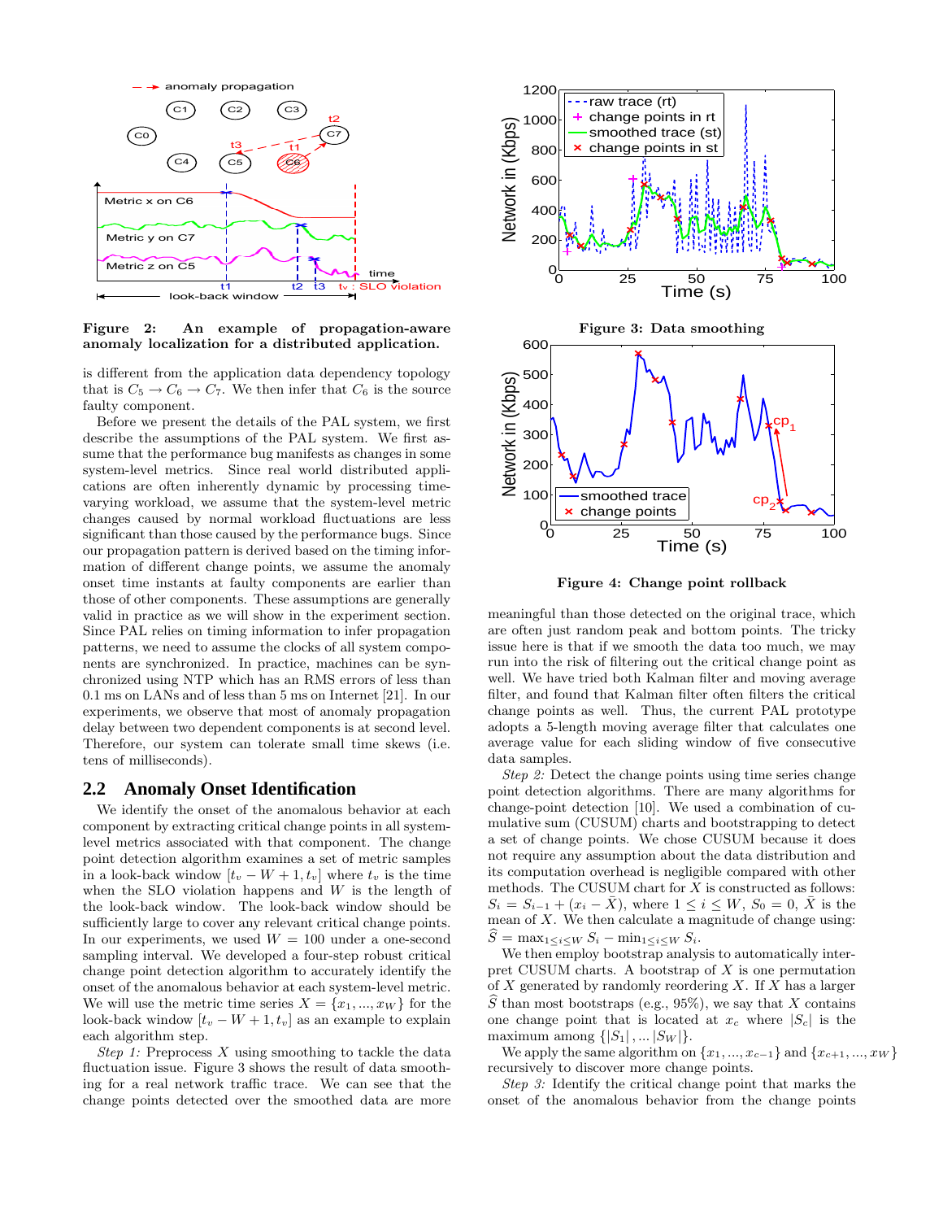Figure 2: An example of propagation-aware anomaly localization for a distributed application.

is different from the application data dependency topology that is $C_5 \rightarrow C_6 \rightarrow C_7$. We then infer that $C_6$ is the source faulty component.

Before we present the details of the PAL system, we first describe the assumptions of the PAL system. We first assume that the performance bug manifests as changes in some system-level metrics. Since real world distributed applications are often inherently dynamic by processing time-varying workload, we assume that the system-level metric changes caused by normal workload fluctuations are less significant than those caused by the performance bugs. Since our propagation pattern is derived based on the timing information of different change points, we assume the anomaly onset time instants at faulty components are earlier than those of other components. These assumptions are generally valid in practice as we will show in the experiment section. Since PAL relies on timing information to infer propagation patterns, we need to assume the clocks of all system components are synchronized. In practice, machines can be synchronized using NTP which has an RMS errors of less than 0.1 ms on LANs and of less than 5 ms on Internet [21]. In our experiments, we observe that most of anomaly propagation delay between two dependent components is at second level. Therefore, our system can tolerate small time skews (i.e. tens of milliseconds).

## 2.2 Anomaly Onset Identification

We identify the onset of the anomalous behavior at each component by extracting critical change points in all system-level metrics associated with that component. The change point detection algorithm examines a set of metric samples in a look-back window $[t_v - W + 1, t_v]$ where $t_v$ is the time when the SLO violation happens and $W$ is the length of the look-back window. The look-back window should be sufficiently large to cover any relevant critical change points. In our experiments, we used $W = 100$ under a one-second sampling interval. We developed a four-step robust critical change point detection algorithm to accurately identify the onset of the anomalous behavior at each system-level metric. We will use the metric time series $X = \{x_1, ..., x_W\}$ for the look-back window $[t_v - W + 1, t_v]$ as an example to explain each algorithm step.

*Step 1:* Preprocess $X$ using smoothing to tackle the data fluctuation issue. Figure 3 shows the result of data smoothing for a real network traffic trace. We can see that the change points detected over the smoothed data are more meaningful than those detected on the original trace, which are often just random peak and bottom points. The tricky issue here is that if we smooth the data too much, we may run into the risk of filtering out the critical change point as well. We have tried both Kalman filter and moving average filter, and found that Kalman filter often filters the critical change points as well. Thus, the current PAL prototype adopts a 5-length moving average filter that calculates one average value for each sliding window of five consecutive data samples.

Figure 3: Data smoothing

Figure 4: Change point rollback

*Step 2:* Detect the change points using time series change point detection algorithms. There are many algorithms for change-point detection [10]. We used a combination of cumulative sum (CUSUM) charts and bootstrapping to detect a set of change points. We chose CUSUM because it does not require any assumption about the data distribution and its computation overhead is negligible compared with other methods. The CUSUM chart for $X$ is constructed as follows: $S_i = S_{i-1} + (x_i - \bar{X})$, where $1 \le i \le W$, $S_0 = 0$, $\bar{X}$ is the mean of $X$. We then calculate a magnitude of change using: $\widehat{S} = \max_{1 \le i \le W} S_i - \min_{1 \le i \le W} S_i$.

We then employ bootstrap analysis to automatically interpret CUSUM charts. A bootstrap of $X$ is one permutation of $X$ generated by randomly reordering $X$. If $X$ has a larger $\widehat{S}$ than most bootstraps (e.g., 95%), we say that $X$ contains one change point that is located at $x_c$ where $|S_c|$ is the maximum among $\{|S_1|, ... |S_W|\}$.

We apply the same algorithm on $\{x_1, ..., x_{c-1}\}$ and $\{x_{c+1}, ..., x_W\}$ recursively to discover more change points.

*Step 3:* Identify the critical change point that marks the onset of the anomalous behavior from the change points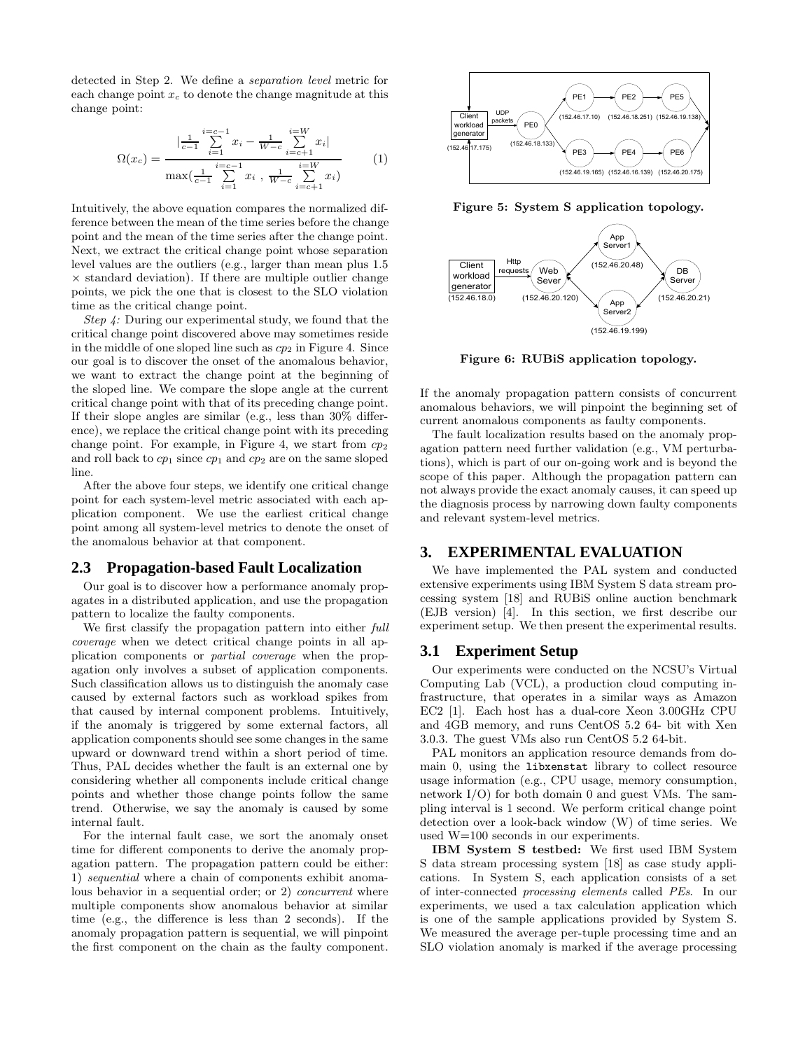detected in Step 2. We define a *separation level* metric for each change point $x_c$ to denote the change magnitude at this change point:

$$\Omega(x_c) = \frac{|\frac{1}{c-1}\sum_{i=1}^{i=c-1} x_i - \frac{1}{W-c}\sum_{i=c+1}^{i=W} x_i|}{\max(\frac{1}{c-1}\sum_{i=1}^{i=c-1} x_i \ , \ \frac{1}{W-c}\sum_{i=c+1}^{i=W} x_i)} \quad (1)$$

Intuitively, the above equation compares the normalized difference between the mean of the time series before the change point and the mean of the time series after the change point. Next, we extract the critical change point whose separation level values are the outliers (e.g., larger than mean plus 1.5 × standard deviation). If there are multiple outlier change points, we pick the one that is closest to the SLO violation time as the critical change point.

*Step 4:* During our experimental study, we found that the critical change point discovered above may sometimes reside in the middle of one sloped line such as $cp_2$ in Figure 4. Since our goal is to discover the onset of the anomalous behavior, we want to extract the change point at the beginning of the sloped line. We compare the slope angle at the current critical change point with that of its preceding change point. If their slope angles are similar (e.g., less than 30% difference), we replace the critical change point with its preceding change point. For example, in Figure 4, we start from $cp_2$ and roll back to $cp_1$ since $cp_1$ and $cp_2$ are on the same sloped line.

After the above four steps, we identify one critical change point for each system-level metric associated with each application component. We use the earliest critical change point among all system-level metrics to denote the onset of the anomalous behavior at that component.

## 2.3 Propagation-based Fault Localization

Our goal is to discover how a performance anomaly propagates in a distributed application, and use the propagation pattern to localize the faulty components.

We first classify the propagation pattern into either *full coverage* when we detect critical change points in all application components or *partial coverage* when the propagation only involves a subset of application components. Such classification allows us to distinguish the anomaly case caused by external factors such as workload spikes from that caused by internal component problems. Intuitively, if the anomaly is triggered by some external factors, all application components should see some changes in the same upward or downward trend within a short period of time. Thus, PAL decides whether the fault is an external one by considering whether all components include critical change points and whether those change points follow the same trend. Otherwise, we say the anomaly is caused by some internal fault.

For the internal fault case, we sort the anomaly onset time for different components to derive the anomaly propagation pattern. The propagation pattern could be either: 1) *sequential* where a chain of components exhibit anomalous behavior in a sequential order; or 2) *concurrent* where multiple components show anomalous behavior at similar time (e.g., the difference is less than 2 seconds). If the anomaly propagation pattern is sequential, we will pinpoint the first component on the chain as the faulty component.

Figure 5: System S application topology.

Figure 6: RUBiS application topology.

If the anomaly propagation pattern consists of concurrent anomalous behaviors, we will pinpoint the beginning set of current anomalous components as faulty components.

The fault localization results based on the anomaly propagation pattern need further validation (e.g., VM perturbations), which is part of our on-going work and is beyond the scope of this paper. Although the propagation pattern can not always provide the exact anomaly causes, it can speed up the diagnosis process by narrowing down faulty components and relevant system-level metrics.

# 3. EXPERIMENTAL EVALUATION

We have implemented the PAL system and conducted extensive experiments using IBM System S data stream processing system [18] and RUBiS online auction benchmark (EJB version) [4]. In this section, we first describe our experiment setup. We then present the experimental results.

## 3.1 Experiment Setup

Our experiments were conducted on the NCSU's Virtual Computing Lab (VCL), a production cloud computing infrastructure, that operates in a similar ways as Amazon EC2 [1]. Each host has a dual-core Xeon 3.00GHz CPU and 4GB memory, and runs CentOS 5.2 64- bit with Xen 3.0.3. The guest VMs also run CentOS 5.2 64-bit.

PAL monitors an application resource demands from domain 0, using the `libxenstat` library to collect resource usage information (e.g., CPU usage, memory consumption, network I/O) for both domain 0 and guest VMs. The sampling interval is 1 second. We perform critical change point detection over a look-back window (W) of time series. We used W=100 seconds in our experiments.

**IBM System S testbed:** We first used IBM System S data stream processing system [18] as case study applications. In System S, each application consists of a set of inter-connected *processing elements* called *PEs*. In our experiments, we used a tax calculation application which is one of the sample applications provided by System S. We measured the average per-tuple processing time and an SLO violation anomaly is marked if the average processing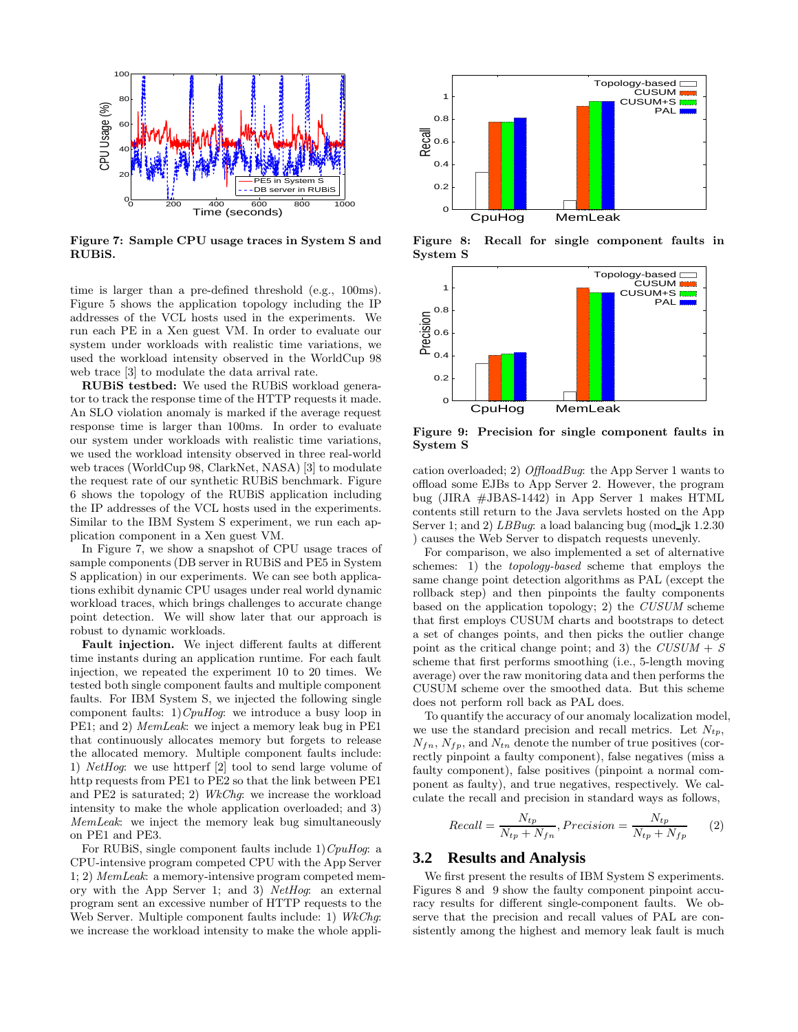Figure 7: Sample CPU usage traces in System S and RUBiS.

time is larger than a pre-defined threshold (e.g., 100ms). Figure 5 shows the application topology including the IP addresses of the VCL hosts used in the experiments. We run each PE in a Xen guest VM. In order to evaluate our system under workloads with realistic time variations, we used the workload intensity observed in the WorldCup 98 web trace [3] to modulate the data arrival rate.

**RUBiS testbed:** We used the RUBiS workload generator to track the response time of the HTTP requests it made. An SLO violation anomaly is marked if the average request response time is larger than 100ms. In order to evaluate our system under workloads with realistic time variations, we used the workload intensity observed in three real-world web traces (WorldCup 98, ClarkNet, NASA) [3] to modulate the request rate of our synthetic RUBiS benchmark. Figure 6 shows the topology of the RUBiS application including the IP addresses of the VCL hosts used in the experiments. Similar to the IBM System S experiment, we run each application component in a Xen guest VM.

In Figure 7, we show a snapshot of CPU usage traces of sample components (DB server in RUBiS and PE5 in System S application) in our experiments. We can see both applications exhibit dynamic CPU usages under real world dynamic workload traces, which brings challenges to accurate change point detection. We will show later that our approach is robust to dynamic workloads.

**Fault injection.** We inject different faults at different time instants during an application runtime. For each fault injection, we repeated the experiment 10 to 20 times. We tested both single component faults and multiple component faults. For IBM System S, we injected the following single component faults: 1) *CpuHog*: we introduce a busy loop in PE1; and 2) *MemLeak*: we inject a memory leak bug in PE1 that continuously allocates memory but forgets to release the allocated memory. Multiple component faults include: 1) *NetHog*: we use httperf [2] tool to send large volume of http requests from PE1 to PE2 so that the link between PE1 and PE2 is saturated; 2) *WkChg*: we increase the workload intensity to make the whole application overloaded; and 3) *MemLeak*: we inject the memory leak bug simultaneously on PE1 and PE3.

For RUBiS, single component faults include 1) *CpuHog*: a CPU-intensive program competed CPU with the App Server 1; 2) *MemLeak*: a memory-intensive program competed memory with the App Server 1; and 3) *NetHog*: an external program sent an excessive number of HTTP requests to the Web Server. Multiple component faults include: 1) *WkChg*: we increase the workload intensity to make the whole application overloaded; 2) *OffloadBug*: the App Server 1 wants to offload some EJBs to App Server 2. However, the program bug (JIRA #JBAS-1442) in App Server 1 makes HTML contents still return to the Java servlets hosted on the App Server 1; and 2) *LBBug*: a load balancing bug (mod_jk 1.2.30 ) causes the Web Server to dispatch requests unevenly.

Figure 8: Recall for single component faults in System S

Figure 9: Precision for single component faults in System S

For comparison, we also implemented a set of alternative schemes: 1) the *topology-based* scheme that employs the same change point detection algorithms as PAL (except the rollback step) and then pinpoints the faulty components based on the application topology; 2) the *CUSUM* scheme that first employs CUSUM charts and bootstraps to detect a set of changes points, and then picks the outlier change point as the critical change point; and 3) the *CUSUM + S* scheme that first performs smoothing (i.e., 5-length moving average) over the raw monitoring data and then performs the CUSUM scheme over the smoothed data. But this scheme does not perform roll back as PAL does.

To quantify the accuracy of our anomaly localization model, we use the standard precision and recall metrics. Let $N_{tp}$, $N_{fn}$, $N_{fp}$, and $N_{tn}$ denote the number of true positives (correctly pinpoint a faulty component), false negatives (miss a faulty component), false positives (pinpoint a normal component as faulty), and true negatives, respectively. We calculate the recall and precision in standard ways as follows,

$$Recall = \frac{N_{tp}}{N_{tp} + N_{fn}}, Precision = \frac{N_{tp}}{N_{tp} + N_{fp}} \qquad (2)$$

## 3.2 Results and Analysis

We first present the results of IBM System S experiments. Figures 8 and 9 show the faulty component pinpoint accuracy results for different single-component faults. We observe that the precision and recall values of PAL are consistently among the highest and memory leak fault is much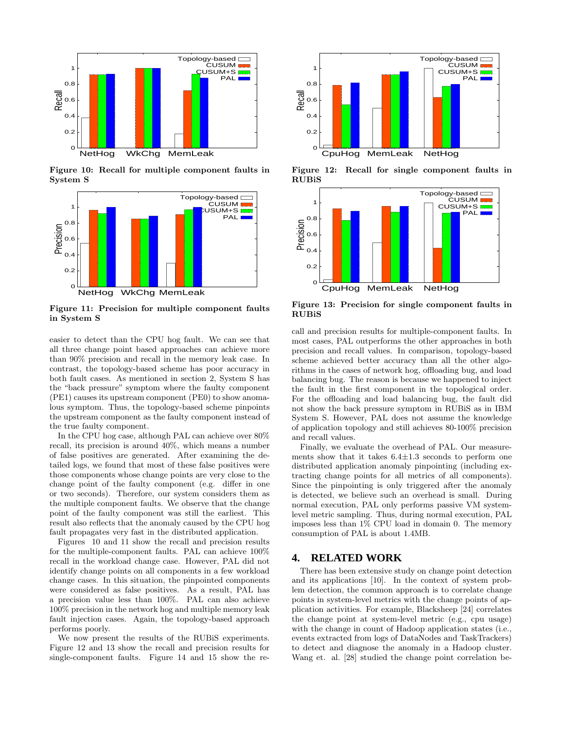Figure 10: Recall for multiple component faults in System S

Figure 11: Precision for multiple component faults in System S

easier to detect than the CPU hog fault. We can see that all three change point based approaches can achieve more than 90% precision and recall in the memory leak case. In contrast, the topology-based scheme has poor accuracy in both fault cases. As mentioned in section 2, System S has the "back pressure" symptom where the faulty component (PE1) causes its upstream component (PE0) to show anomalous symptom. Thus, the topology-based scheme pinpoints the upstream component as the faulty component instead of the true faulty component.

In the CPU hog case, although PAL can achieve over 80% recall, its precision is around 40%, which means a number of false positives are generated. After examining the detailed logs, we found that most of these false positives were those components whose change points are very close to the change point of the faulty component (e.g. differ in one or two seconds). Therefore, our system considers them as the multiple component faults. We observe that the change point of the faulty component was still the earliest. This result also reflects that the anomaly caused by the CPU hog fault propagates very fast in the distributed application.

Figures 10 and 11 show the recall and precision results for the multiple-component faults. PAL can achieve 100% recall in the workload change case. However, PAL did not identify change points on all components in a few workload change cases. In this situation, the pinpointed components were considered as false positives. As a result, PAL has a precision value less than 100%. PAL can also achieve 100% precision in the network hog and multiple memory leak fault injection cases. Again, the topology-based approach performs poorly.

We now present the results of the RUBiS experiments. Figure 12 and 13 show the recall and precision results for single-component faults. Figure 14 and 15 show the recall and precision results for multiple-component faults. In most cases, PAL outperforms the other approaches in both precision and recall values. In comparison, topology-based scheme achieved better accuracy than all the other algorithms in the cases of network hog, offloading bug, and load balancing bug. The reason is because we happened to inject the fault in the first component in the topological order. For the offloading and load balancing bug, the fault did not show the back pressure symptom in RUBiS as in IBM System S. However, PAL does not assume the knowledge of application topology and still achieves 80-100% precision and recall values.

Figure 12: Recall for single component faults in RUBiS

Figure 13: Precision for single component faults in RUBiS

Finally, we evaluate the overhead of PAL. Our measurements show that it takes $6.4 \pm 1.3$ seconds to perform one distributed application anomaly pinpointing (including extracting change points for all metrics of all components). Since the pinpointing is only triggered after the anomaly is detected, we believe such an overhead is small. During normal execution, PAL only performs passive VM system-level metric sampling. Thus, during normal execution, PAL imposes less than 1% CPU load in domain 0. The memory consumption of PAL is about 1.4MB.

## 4. RELATED WORK

There has been extensive study on change point detection and its applications [10]. In the context of system problem detection, the common approach is to correlate change points in system-level metrics with the change points of application activities. For example, Blacksheep [24] correlates the change point at system-level metric (e.g., cpu usage) with the change in count of Hadoop application states (i.e., events extracted from logs of DataNodes and TaskTrackers) to detect and diagnose the anomaly in a Hadoop cluster. Wang et. al. [28] studied the change point correlation be-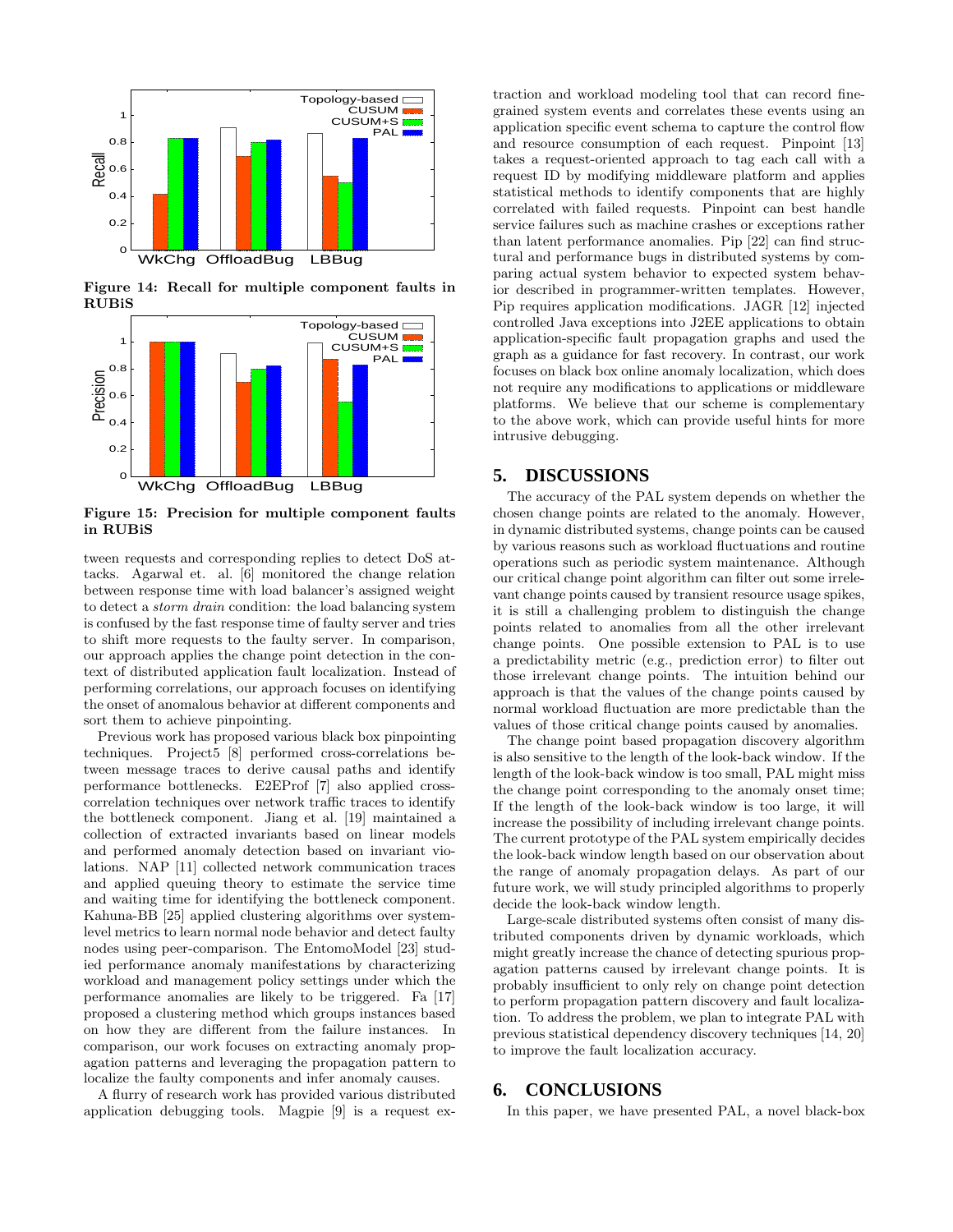Figure 14: Recall for multiple component faults in RUBiS

Figure 15: Precision for multiple component faults in RUBiS

tween requests and corresponding replies to detect DoS attacks. Agarwal et. al. [6] monitored the change relation between response time with load balancer's assigned weight to detect a *storm drain* condition: the load balancing system is confused by the fast response time of faulty server and tries to shift more requests to the faulty server. In comparison, our approach applies the change point detection in the context of distributed application fault localization. Instead of performing correlations, our approach focuses on identifying the onset of anomalous behavior at different components and sort them to achieve pinpointing.

Previous work has proposed various black box pinpointing techniques. Project5 [8] performed cross-correlations between message traces to derive causal paths and identify performance bottlenecks. E2EProf [7] also applied cross-correlation techniques over network traffic traces to identify the bottleneck component. Jiang et al. [19] maintained a collection of extracted invariants based on linear models and performed anomaly detection based on invariant violations. NAP [11] collected network communication traces and applied queuing theory to estimate the service time and waiting time for identifying the bottleneck component. Kahuna-BB [25] applied clustering algorithms over system-level metrics to learn normal node behavior and detect faulty nodes using peer-comparison. The EntomoModel [23] studied performance anomaly manifestations by characterizing workload and management policy settings under which the performance anomalies are likely to be triggered. Fa [17] proposed a clustering method which groups instances based on how they are different from the failure instances. In comparison, our work focuses on extracting anomaly propagation patterns and leveraging the propagation pattern to localize the faulty components and infer anomaly causes.

A flurry of research work has provided various distributed application debugging tools. Magpie [9] is a request extraction and workload modeling tool that can record fine-grained system events and correlates these events using an application specific event schema to capture the control flow and resource consumption of each request. Pinpoint [13] takes a request-oriented approach to tag each call with a request ID by modifying middleware platform and applies statistical methods to identify components that are highly correlated with failed requests. Pinpoint can best handle service failures such as machine crashes or exceptions rather than latent performance anomalies. Pip [22] can find structural and performance bugs in distributed systems by comparing actual system behavior to expected system behavior described in programmer-written templates. However, Pip requires application modifications. JAGR [12] injected controlled Java exceptions into J2EE applications to obtain application-specific fault propagation graphs and used the graph as a guidance for fast recovery. In contrast, our work focuses on black box online anomaly localization, which does not require any modifications to applications or middleware platforms. We believe that our scheme is complementary to the above work, which can provide useful hints for more intrusive debugging.

## 5. DISCUSSIONS

The accuracy of the PAL system depends on whether the chosen change points are related to the anomaly. However, in dynamic distributed systems, change points can be caused by various reasons such as workload fluctuations and routine operations such as periodic system maintenance. Although our critical change point algorithm can filter out some irrelevant change points caused by transient resource usage spikes, it is still a challenging problem to distinguish the change points related to anomalies from all the other irrelevant change points. One possible extension to PAL is to use a predictability metric (e.g., prediction error) to filter out those irrelevant change points. The intuition behind our approach is that the values of the change points caused by normal workload fluctuation are more predictable than the values of those critical change points caused by anomalies.

The change point based propagation discovery algorithm is also sensitive to the length of the look-back window. If the length of the look-back window is too small, PAL might miss the change point corresponding to the anomaly onset time; If the length of the look-back window is too large, it will increase the possibility of including irrelevant change points. The current prototype of the PAL system empirically decides the look-back window length based on our observation about the range of anomaly propagation delays. As part of our future work, we will study principled algorithms to properly decide the look-back window length.

Large-scale distributed systems often consist of many distributed components driven by dynamic workloads, which might greatly increase the chance of detecting spurious propagation patterns caused by irrelevant change points. It is probably insufficient to only rely on change point detection to perform propagation pattern discovery and fault localization. To address the problem, we plan to integrate PAL with previous statistical dependency discovery techniques [14, 20] to improve the fault localization accuracy.

## 6. CONCLUSIONS

In this paper, we have presented PAL, a novel black-box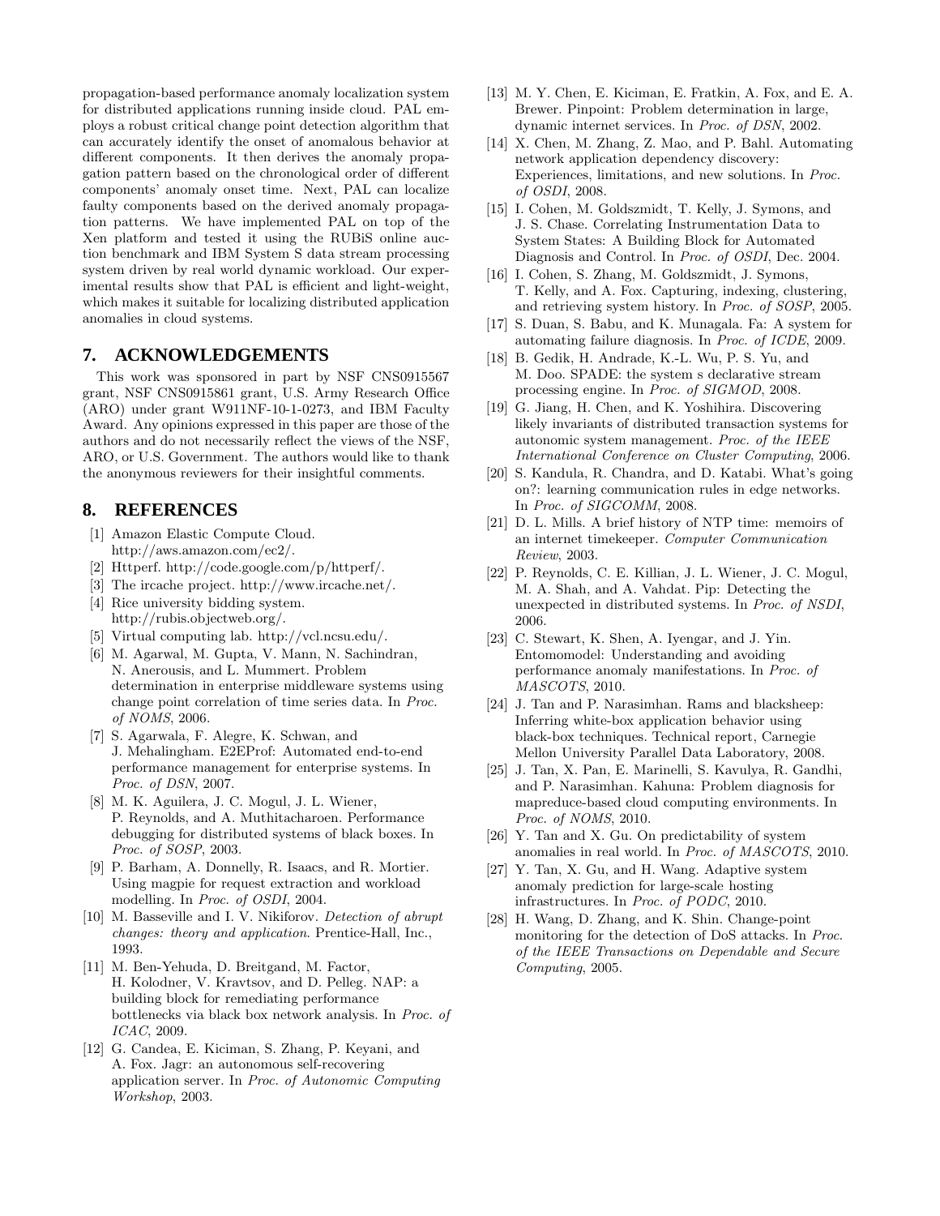propagation-based performance anomaly localization system for distributed applications running inside cloud. PAL employs a robust critical change point detection algorithm that can accurately identify the onset of anomalous behavior at different components. It then derives the anomaly propagation pattern based on the chronological order of different components' anomaly onset time. Next, PAL can localize faulty components based on the derived anomaly propagation patterns. We have implemented PAL on top of the Xen platform and tested it using the RUBiS online auction benchmark and IBM System S data stream processing system driven by real world dynamic workload. Our experimental results show that PAL is efficient and light-weight, which makes it suitable for localizing distributed application anomalies in cloud systems.

## 7. ACKNOWLEDGEMENTS

This work was sponsored in part by NSF CNS0915567 grant, NSF CNS0915861 grant, U.S. Army Research Office (ARO) under grant W911NF-10-1-0273, and IBM Faculty Award. Any opinions expressed in this paper are those of the authors and do not necessarily reflect the views of the NSF, ARO, or U.S. Government. The authors would like to thank the anonymous reviewers for their insightful comments.

## 8. REFERENCES

[1] Amazon Elastic Compute Cloud. http://aws.amazon.com/ec2/.

[2] Httperf. http://code.google.com/p/httperf/.

[3] The ircache project. http://www.ircache.net/.

[4] Rice university bidding system. http://rubis.objectweb.org/.

[5] Virtual computing lab. http://vcl.ncsu.edu/.

[6] M. Agarwal, M. Gupta, V. Mann, N. Sachindran, N. Anerousis, and L. Mummert. Problem determination in enterprise middleware systems using change point correlation of time series data. In *Proc. of NOMS*, 2006.

[7] S. Agarwala, F. Alegre, K. Schwan, and J. Mehalingham. E2EProf: Automated end-to-end performance management for enterprise systems. In *Proc. of DSN*, 2007.

[8] M. K. Aguilera, J. C. Mogul, J. L. Wiener, P. Reynolds, and A. Muthitacharoen. Performance debugging for distributed systems of black boxes. In *Proc. of SOSP*, 2003.

[9] P. Barham, A. Donnelly, R. Isaacs, and R. Mortier. Using magpie for request extraction and workload modelling. In *Proc. of OSDI*, 2004.

[10] M. Basseville and I. V. Nikiforov. *Detection of abrupt changes: theory and application*. Prentice-Hall, Inc., 1993.

[11] M. Ben-Yehuda, D. Breitgand, M. Factor, H. Kolodner, V. Kravtsov, and D. Pelleg. NAP: a building block for remediating performance bottlenecks via black box network analysis. In *Proc. of ICAC*, 2009.

[12] G. Candea, E. Kiciman, S. Zhang, P. Keyani, and A. Fox. Jagr: an autonomous self-recovering application server. In *Proc. of Autonomic Computing Workshop*, 2003.

[13] M. Y. Chen, E. Kiciman, E. Fratkin, A. Fox, and E. A. Brewer. Pinpoint: Problem determination in large, dynamic internet services. In *Proc. of DSN*, 2002.

[14] X. Chen, M. Zhang, Z. Mao, and P. Bahl. Automating network application dependency discovery: Experiences, limitations, and new solutions. In *Proc. of OSDI*, 2008.

[15] I. Cohen, M. Goldszmidt, T. Kelly, J. Symons, and J. S. Chase. Correlating Instrumentation Data to System States: A Building Block for Automated Diagnosis and Control. In *Proc. of OSDI*, Dec. 2004.

[16] I. Cohen, S. Zhang, M. Goldszmidt, J. Symons, T. Kelly, and A. Fox. Capturing, indexing, clustering, and retrieving system history. In *Proc. of SOSP*, 2005.

[17] S. Duan, S. Babu, and K. Munagala. Fa: A system for automating failure diagnosis. In *Proc. of ICDE*, 2009.

[18] B. Gedik, H. Andrade, K.-L. Wu, P. S. Yu, and M. Doo. SPADE: the system s declarative stream processing engine. In *Proc. of SIGMOD*, 2008.

[19] G. Jiang, H. Chen, and K. Yoshihira. Discovering likely invariants of distributed transaction systems for autonomic system management. *Proc. of the IEEE International Conference on Cluster Computing*, 2006.

[20] S. Kandula, R. Chandra, and D. Katabi. What's going on?: learning communication rules in edge networks. In *Proc. of SIGCOMM*, 2008.

[21] D. L. Mills. A brief history of NTP time: memoirs of an internet timekeeper. *Computer Communication Review*, 2003.

[22] P. Reynolds, C. E. Killian, J. L. Wiener, J. C. Mogul, M. A. Shah, and A. Vahdat. Pip: Detecting the unexpected in distributed systems. In *Proc. of NSDI*, 2006.

[23] C. Stewart, K. Shen, A. Iyengar, and J. Yin. Entomomodel: Understanding and avoiding performance anomaly manifestations. In *Proc. of MASCOTS*, 2010.

[24] J. Tan and P. Narasimhan. Rams and blacksheep: Inferring white-box application behavior using black-box techniques. Technical report, Carnegie Mellon University Parallel Data Laboratory, 2008.

[25] J. Tan, X. Pan, E. Marinelli, S. Kavulya, R. Gandhi, and P. Narasimhan. Kahuna: Problem diagnosis for mapreduce-based cloud computing environments. In *Proc. of NOMS*, 2010.

[26] Y. Tan and X. Gu. On predictability of system anomalies in real world. In *Proc. of MASCOTS*, 2010.

[27] Y. Tan, X. Gu, and H. Wang. Adaptive system anomaly prediction for large-scale hosting infrastructures. In *Proc. of PODC*, 2010.

[28] H. Wang, D. Zhang, and K. Shin. Change-point monitoring for the detection of DoS attacks. In *Proc. of the IEEE Transactions on Dependable and Secure Computing*, 2005.